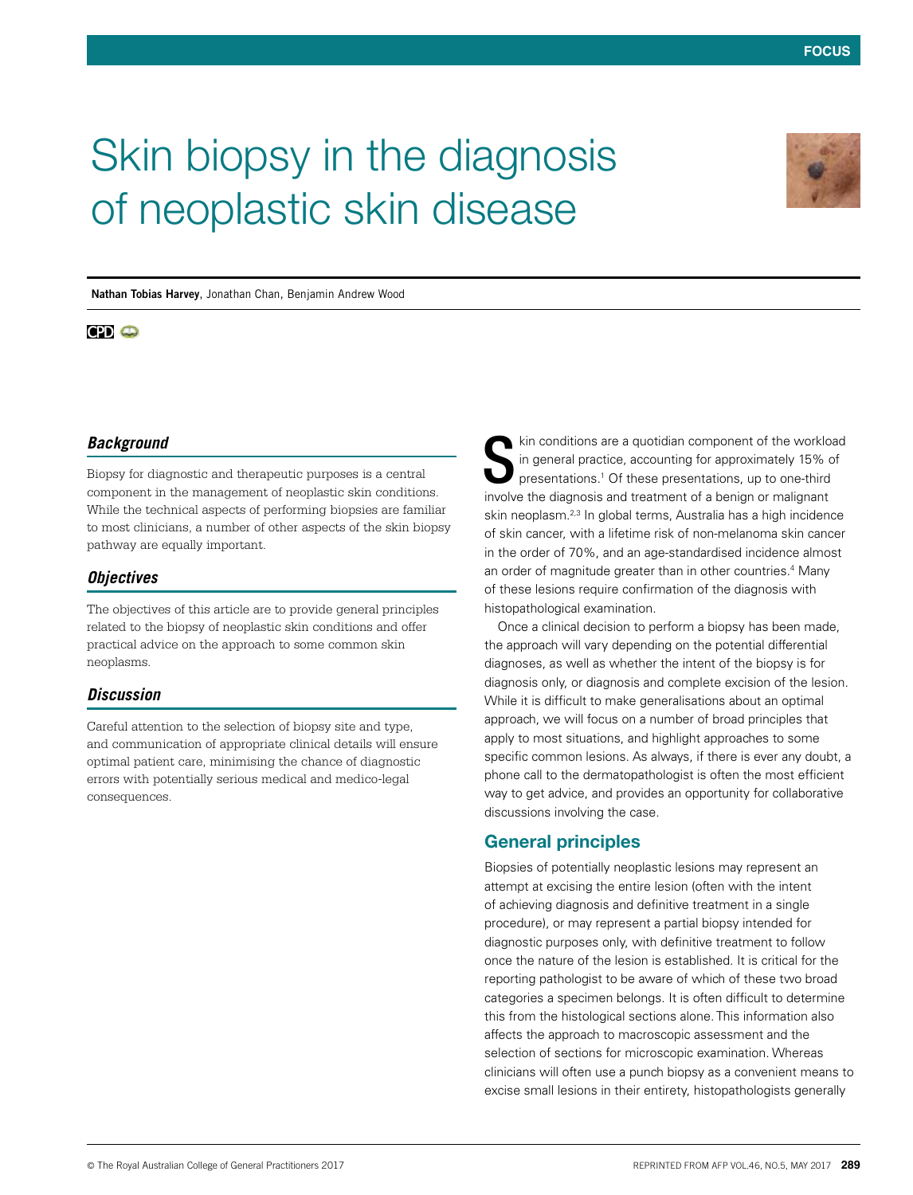# Skin biopsy in the diagnosis of neoplastic skin disease

**Nathan Tobias Harvey**, Jonathan Chan, Benjamin Andrew Wood

CPD

### *Background*

Biopsy for diagnostic and therapeutic purposes is a central component in the management of neoplastic skin conditions. While the technical aspects of performing biopsies are familiar to most clinicians, a number of other aspects of the skin biopsy pathway are equally important.

### *Objectives*

The objectives of this article are to provide general principles related to the biopsy of neoplastic skin conditions and offer practical advice on the approach to some common skin neoplasms.

### *Discussion*

Careful attention to the selection of biopsy site and type, and communication of appropriate clinical details will ensure optimal patient care, minimising the chance of diagnostic errors with potentially serious medical and medico-legal consequences.

Skin conditions are a quotidian component of the workload in general practice, accounting for approximately 15% of presentations.[1] Of these presentations, up to one-third involve the diagnosis and treatment of a benign or malignant skin neoplasm.[2,3] In global terms, Australia has a high incidence of skin cancer, with a lifetime risk of non-melanoma skin cancer in the order of 70%, and an age-standardised incidence almost an order of magnitude greater than in other countries.[4] Many of these lesions require confirmation of the diagnosis with histopathological examination.

Once a clinical decision to perform a biopsy has been made, the approach will vary depending on the potential differential diagnoses, as well as whether the intent of the biopsy is for diagnosis only, or diagnosis and complete excision of the lesion. While it is difficult to make generalisations about an optimal approach, we will focus on a number of broad principles that apply to most situations, and highlight approaches to some specific common lesions. As always, if there is ever any doubt, a phone call to the dermatopathologist is often the most efficient way to get advice, and provides an opportunity for collaborative discussions involving the case.

## General principles

Biopsies of potentially neoplastic lesions may represent an attempt at excising the entire lesion (often with the intent of achieving diagnosis and definitive treatment in a single procedure), or may represent a partial biopsy intended for diagnostic purposes only, with definitive treatment to follow once the nature of the lesion is established. It is critical for the reporting pathologist to be aware of which of these two broad categories a specimen belongs. It is often difficult to determine this from the histological sections alone. This information also affects the approach to macroscopic assessment and the selection of sections for microscopic examination. Whereas clinicians will often use a punch biopsy as a convenient means to excise small lesions in their entirety, histopathologists generally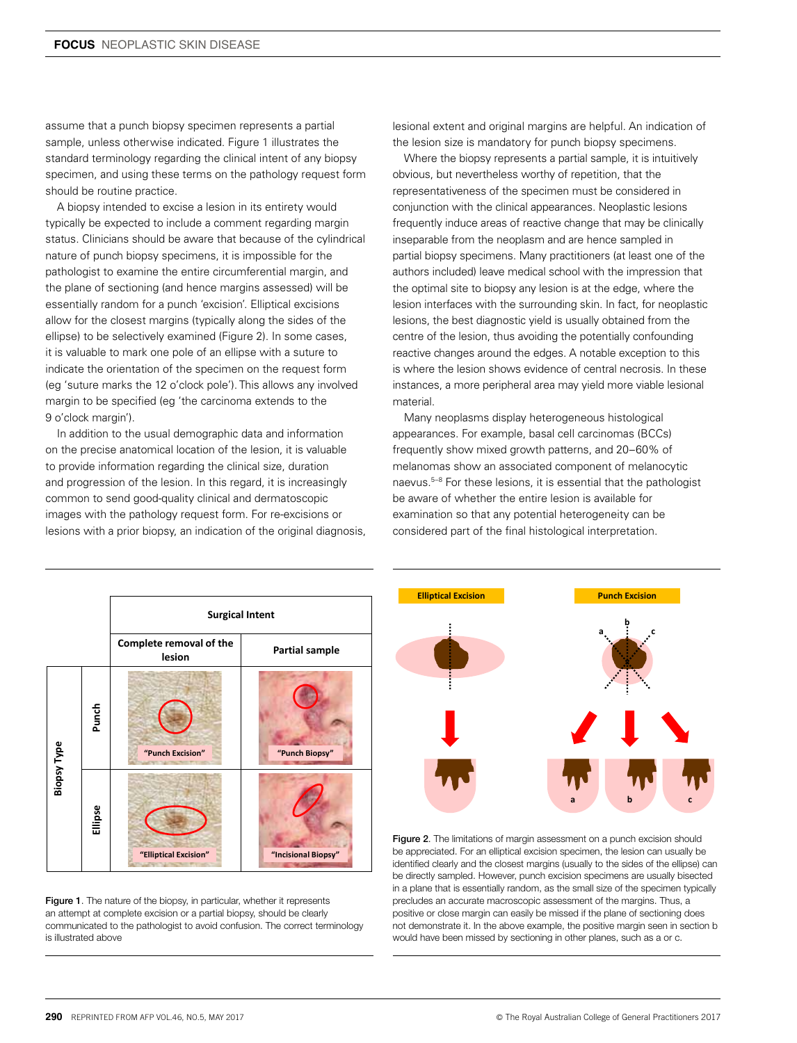assume that a punch biopsy specimen represents a partial sample, unless otherwise indicated. Figure 1 illustrates the standard terminology regarding the clinical intent of any biopsy specimen, and using these terms on the pathology request form should be routine practice.

A biopsy intended to excise a lesion in its entirety would typically be expected to include a comment regarding margin status. Clinicians should be aware that because of the cylindrical nature of punch biopsy specimens, it is impossible for the pathologist to examine the entire circumferential margin, and the plane of sectioning (and hence margins assessed) will be essentially random for a punch 'excision'. Elliptical excisions allow for the closest margins (typically along the sides of the ellipse) to be selectively examined (Figure 2). In some cases, it is valuable to mark one pole of an ellipse with a suture to indicate the orientation of the specimen on the request form (eg 'suture marks the 12 o'clock pole'). This allows any involved margin to be specified (eg 'the carcinoma extends to the 9 o'clock margin').

In addition to the usual demographic data and information on the precise anatomical location of the lesion, it is valuable to provide information regarding the clinical size, duration and progression of the lesion. In this regard, it is increasingly common to send good-quality clinical and dermatoscopic images with the pathology request form. For re-excisions or lesions with a prior biopsy, an indication of the original diagnosis, lesional extent and original margins are helpful. An indication of the lesion size is mandatory for punch biopsy specimens.

Where the biopsy represents a partial sample, it is intuitively obvious, but nevertheless worthy of repetition, that the representativeness of the specimen must be considered in conjunction with the clinical appearances. Neoplastic lesions frequently induce areas of reactive change that may be clinically inseparable from the neoplasm and are hence sampled in partial biopsy specimens. Many practitioners (at least one of the authors included) leave medical school with the impression that the optimal site to biopsy any lesion is at the edge, where the lesion interfaces with the surrounding skin. In fact, for neoplastic lesions, the best diagnostic yield is usually obtained from the centre of the lesion, thus avoiding the potentially confounding reactive changes around the edges. A notable exception to this is where the lesion shows evidence of central necrosis. In these instances, a more peripheral area may yield more viable lesional material.

Many neoplasms display heterogeneous histological appearances. For example, basal cell carcinomas (BCCs) frequently show mixed growth patterns, and 20–60% of melanomas show an associated component of melanocytic naevus.[5–8] For these lesions, it is essential that the pathologist be aware of whether the entire lesion is available for examination so that any potential heterogeneity can be considered part of the final histological interpretation.

| Biopsy Type | | Surgical Intent: Complete removal of the lesion | Surgical Intent: Partial sample |
|---|---|---|---|
| | Punch | "Punch Excision" | "Punch Biopsy" |
| | Ellipse | "Elliptical Excision" | "Incisional Biopsy" |

Figure 1. The nature of the biopsy, in particular, whether it represents an attempt at complete excision or a partial biopsy, should be clearly communicated to the pathologist to avoid confusion. The correct terminology is illustrated above

Figure 2. The limitations of margin assessment on a punch excision should be appreciated. For an elliptical excision specimen, the lesion can usually be identified clearly and the closest margins (usually to the sides of the ellipse) can be directly sampled. However, punch excision specimens are usually bisected in a plane that is essentially random, as the small size of the specimen typically precludes an accurate macroscopic assessment of the margins. Thus, a positive or close margin can easily be missed if the plane of sectioning does not demonstrate it. In the above example, the positive margin seen in section b would have been missed by sectioning in other planes, such as a or c.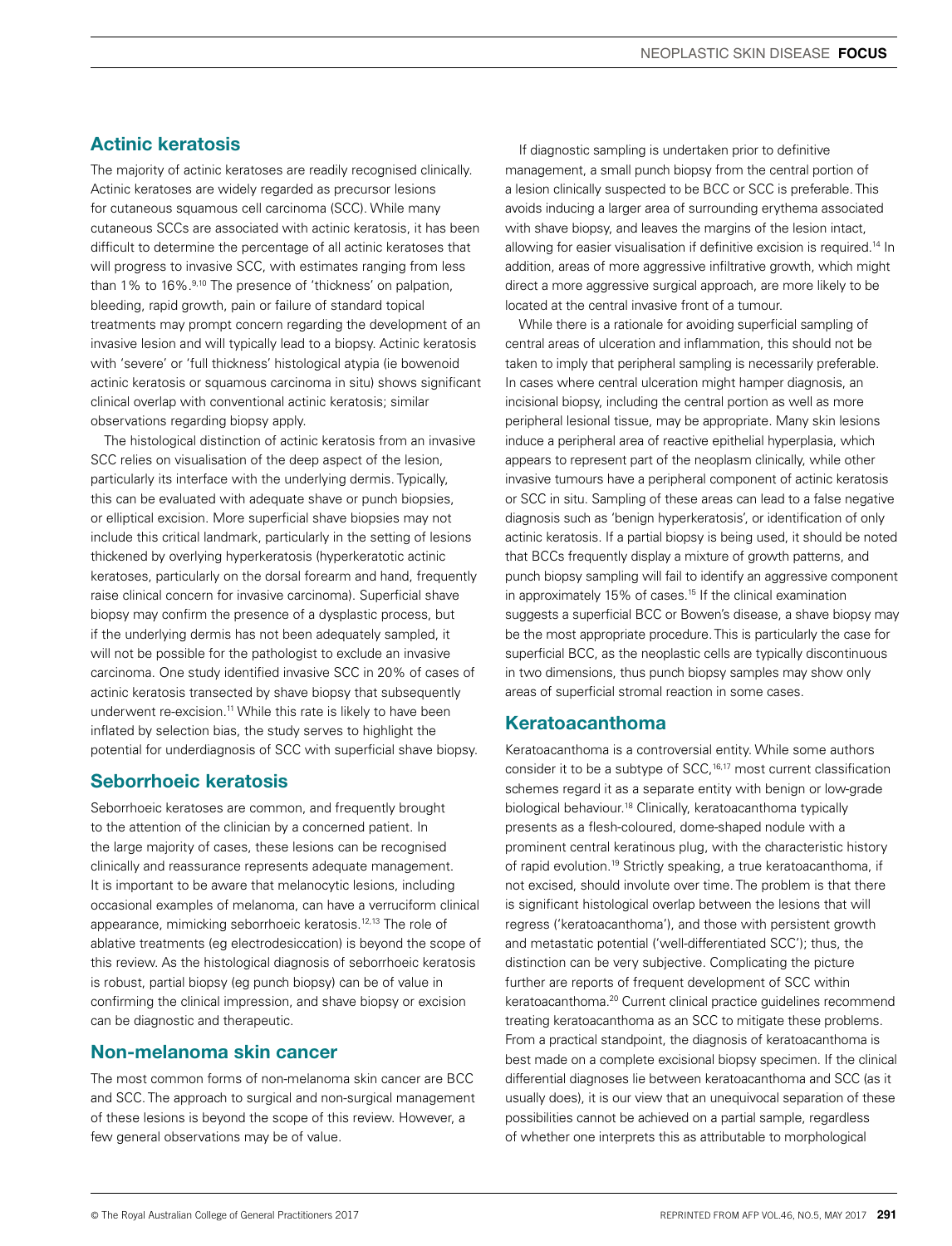## Actinic keratosis

The majority of actinic keratoses are readily recognised clinically. Actinic keratoses are widely regarded as precursor lesions for cutaneous squamous cell carcinoma (SCC). While many cutaneous SCCs are associated with actinic keratosis, it has been difficult to determine the percentage of all actinic keratoses that will progress to invasive SCC, with estimates ranging from less than 1% to 16%.[9,10] The presence of 'thickness' on palpation, bleeding, rapid growth, pain or failure of standard topical treatments may prompt concern regarding the development of an invasive lesion and will typically lead to a biopsy. Actinic keratosis with 'severe' or 'full thickness' histological atypia (ie bowenoid actinic keratosis or squamous carcinoma in situ) shows significant clinical overlap with conventional actinic keratosis; similar observations regarding biopsy apply.

The histological distinction of actinic keratosis from an invasive SCC relies on visualisation of the deep aspect of the lesion, particularly its interface with the underlying dermis. Typically, this can be evaluated with adequate shave or punch biopsies, or elliptical excision. More superficial shave biopsies may not include this critical landmark, particularly in the setting of lesions thickened by overlying hyperkeratosis (hyperkeratotic actinic keratoses, particularly on the dorsal forearm and hand, frequently raise clinical concern for invasive carcinoma). Superficial shave biopsy may confirm the presence of a dysplastic process, but if the underlying dermis has not been adequately sampled, it will not be possible for the pathologist to exclude an invasive carcinoma. One study identified invasive SCC in 20% of cases of actinic keratosis transected by shave biopsy that subsequently underwent re-excision.[11] While this rate is likely to have been inflated by selection bias, the study serves to highlight the potential for underdiagnosis of SCC with superficial shave biopsy.

## Seborrhoeic keratosis

Seborrhoeic keratoses are common, and frequently brought to the attention of the clinician by a concerned patient. In the large majority of cases, these lesions can be recognised clinically and reassurance represents adequate management. It is important to be aware that melanocytic lesions, including occasional examples of melanoma, can have a verruciform clinical appearance, mimicking seborrhoeic keratosis.[12,13] The role of ablative treatments (eg electrodesiccation) is beyond the scope of this review. As the histological diagnosis of seborrhoeic keratosis is robust, partial biopsy (eg punch biopsy) can be of value in confirming the clinical impression, and shave biopsy or excision can be diagnostic and therapeutic.

## Non-melanoma skin cancer

The most common forms of non-melanoma skin cancer are BCC and SCC. The approach to surgical and non-surgical management of these lesions is beyond the scope of this review. However, a few general observations may be of value.

If diagnostic sampling is undertaken prior to definitive management, a small punch biopsy from the central portion of a lesion clinically suspected to be BCC or SCC is preferable. This avoids inducing a larger area of surrounding erythema associated with shave biopsy, and leaves the margins of the lesion intact, allowing for easier visualisation if definitive excision is required.[14] In addition, areas of more aggressive infiltrative growth, which might direct a more aggressive surgical approach, are more likely to be located at the central invasive front of a tumour.

While there is a rationale for avoiding superficial sampling of central areas of ulceration and inflammation, this should not be taken to imply that peripheral sampling is necessarily preferable. In cases where central ulceration might hamper diagnosis, an incisional biopsy, including the central portion as well as more peripheral lesional tissue, may be appropriate. Many skin lesions induce a peripheral area of reactive epithelial hyperplasia, which appears to represent part of the neoplasm clinically, while other invasive tumours have a peripheral component of actinic keratosis or SCC in situ. Sampling of these areas can lead to a false negative diagnosis such as 'benign hyperkeratosis', or identification of only actinic keratosis. If a partial biopsy is being used, it should be noted that BCCs frequently display a mixture of growth patterns, and punch biopsy sampling will fail to identify an aggressive component in approximately 15% of cases.[15] If the clinical examination suggests a superficial BCC or Bowen's disease, a shave biopsy may be the most appropriate procedure. This is particularly the case for superficial BCC, as the neoplastic cells are typically discontinuous in two dimensions, thus punch biopsy samples may show only areas of superficial stromal reaction in some cases.

## Keratoacanthoma

Keratoacanthoma is a controversial entity. While some authors consider it to be a subtype of SCC,[16,17] most current classification schemes regard it as a separate entity with benign or low-grade biological behaviour.[18] Clinically, keratoacanthoma typically presents as a flesh-coloured, dome-shaped nodule with a prominent central keratinous plug, with the characteristic history of rapid evolution.[19] Strictly speaking, a true keratoacanthoma, if not excised, should involute over time. The problem is that there is significant histological overlap between the lesions that will regress ('keratoacanthoma'), and those with persistent growth and metastatic potential ('well-differentiated SCC'); thus, the distinction can be very subjective. Complicating the picture further are reports of frequent development of SCC within keratoacanthoma.[20] Current clinical practice guidelines recommend treating keratoacanthoma as an SCC to mitigate these problems. From a practical standpoint, the diagnosis of keratoacanthoma is best made on a complete excisional biopsy specimen. If the clinical differential diagnoses lie between keratoacanthoma and SCC (as it usually does), it is our view that an unequivocal separation of these possibilities cannot be achieved on a partial sample, regardless of whether one interprets this as attributable to morphological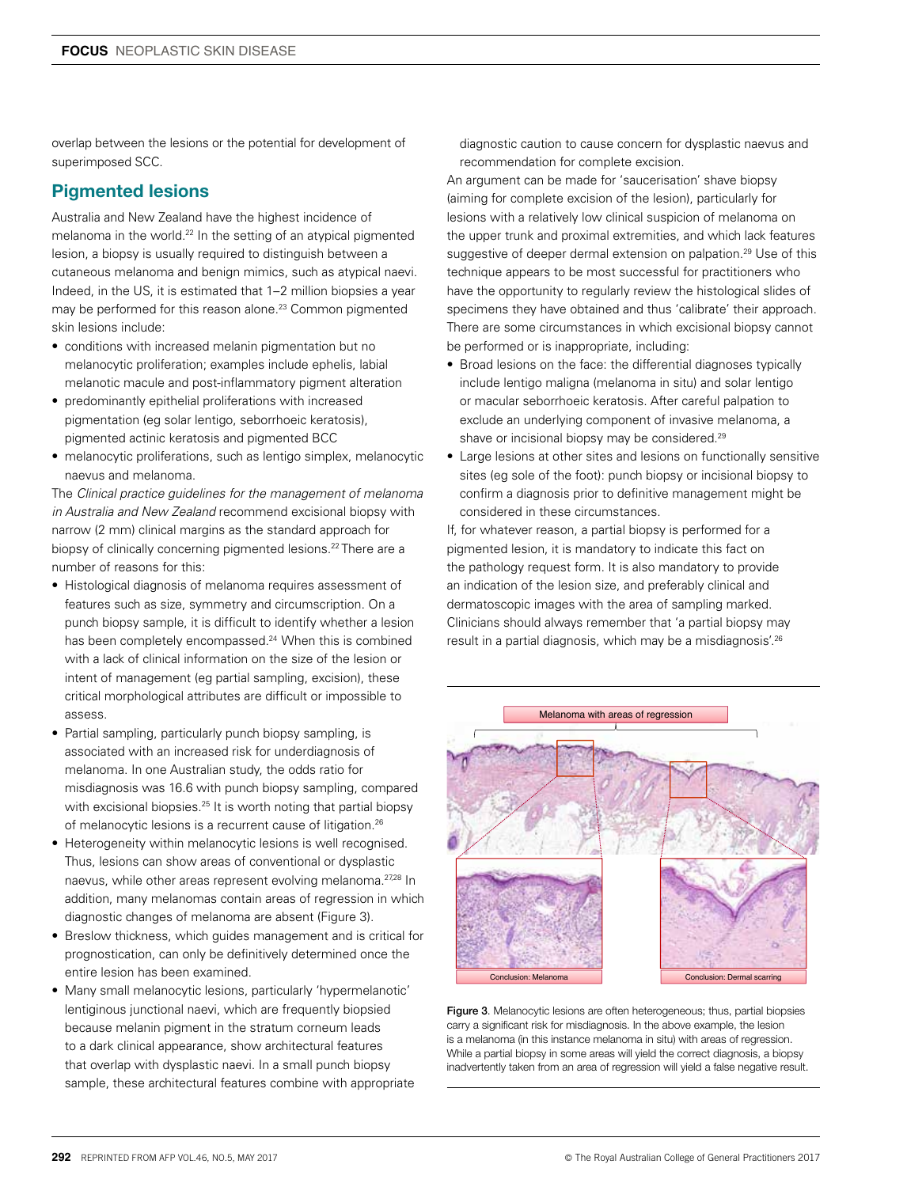overlap between the lesions or the potential for development of superimposed SCC.

## Pigmented lesions

Australia and New Zealand have the highest incidence of melanoma in the world.[22] In the setting of an atypical pigmented lesion, a biopsy is usually required to distinguish between a cutaneous melanoma and benign mimics, such as atypical naevi. Indeed, in the US, it is estimated that 1–2 million biopsies a year may be performed for this reason alone.[23] Common pigmented skin lesions include:

- conditions with increased melanin pigmentation but no melanocytic proliferation; examples include ephelis, labial melanotic macule and post-inflammatory pigment alteration
- predominantly epithelial proliferations with increased pigmentation (eg solar lentigo, seborrhoeic keratosis), pigmented actinic keratosis and pigmented BCC
- melanocytic proliferations, such as lentigo simplex, melanocytic naevus and melanoma.

The *Clinical practice guidelines for the management of melanoma in Australia and New Zealand* recommend excisional biopsy with narrow (2 mm) clinical margins as the standard approach for biopsy of clinically concerning pigmented lesions.[22] There are a number of reasons for this:

- Histological diagnosis of melanoma requires assessment of features such as size, symmetry and circumscription. On a punch biopsy sample, it is difficult to identify whether a lesion has been completely encompassed.[24] When this is combined with a lack of clinical information on the size of the lesion or intent of management (eg partial sampling, excision), these critical morphological attributes are difficult or impossible to assess.
- Partial sampling, particularly punch biopsy sampling, is associated with an increased risk for underdiagnosis of melanoma. In one Australian study, the odds ratio for misdiagnosis was 16.6 with punch biopsy sampling, compared with excisional biopsies.[25] It is worth noting that partial biopsy of melanocytic lesions is a recurrent cause of litigation.[26]
- Heterogeneity within melanocytic lesions is well recognised. Thus, lesions can show areas of conventional or dysplastic naevus, while other areas represent evolving melanoma.[27,28] In addition, many melanomas contain areas of regression in which diagnostic changes of melanoma are absent (Figure 3).
- Breslow thickness, which guides management and is critical for prognostication, can only be definitively determined once the entire lesion has been examined.
- Many small melanocytic lesions, particularly 'hypermelanotic' lentiginous junctional naevi, which are frequently biopsied because melanin pigment in the stratum corneum leads to a dark clinical appearance, show architectural features that overlap with dysplastic naevi. In a small punch biopsy sample, these architectural features combine with appropriate diagnostic caution to cause concern for dysplastic naevus and recommendation for complete excision.

An argument can be made for 'saucerisation' shave biopsy (aiming for complete excision of the lesion), particularly for lesions with a relatively low clinical suspicion of melanoma on the upper trunk and proximal extremities, and which lack features suggestive of deeper dermal extension on palpation.[29] Use of this technique appears to be most successful for practitioners who have the opportunity to regularly review the histological slides of specimens they have obtained and thus 'calibrate' their approach. There are some circumstances in which excisional biopsy cannot be performed or is inappropriate, including:

- Broad lesions on the face: the differential diagnoses typically include lentigo maligna (melanoma in situ) and solar lentigo or macular seborrhoeic keratosis. After careful palpation to exclude an underlying component of invasive melanoma, a shave or incisional biopsy may be considered.[29]
- Large lesions at other sites and lesions on functionally sensitive sites (eg sole of the foot): punch biopsy or incisional biopsy to confirm a diagnosis prior to definitive management might be considered in these circumstances.

If, for whatever reason, a partial biopsy is performed for a pigmented lesion, it is mandatory to indicate this fact on the pathology request form. It is also mandatory to provide an indication of the lesion size, and preferably clinical and dermatoscopic images with the area of sampling marked. Clinicians should always remember that 'a partial biopsy may result in a partial diagnosis, which may be a misdiagnosis'.[26]

Melanoma with areas of regression

Conclusion: Melanoma

Conclusion: Dermal scarring

Figure 3. Melanocytic lesions are often heterogeneous; thus, partial biopsies carry a significant risk for misdiagnosis. In the above example, the lesion is a melanoma (in this instance melanoma in situ) with areas of regression. While a partial biopsy in some areas will yield the correct diagnosis, a biopsy inadvertently taken from an area of regression will yield a false negative result.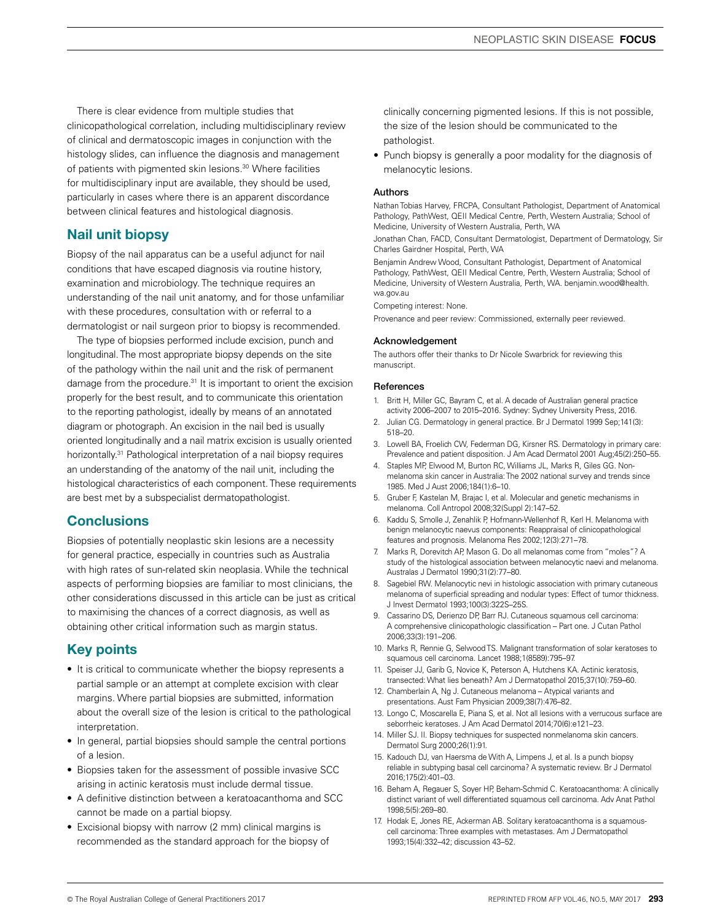There is clear evidence from multiple studies that clinicopathological correlation, including multidisciplinary review of clinical and dermatoscopic images in conjunction with the histology slides, can influence the diagnosis and management of patients with pigmented skin lesions.[30] Where facilities for multidisciplinary input are available, they should be used, particularly in cases where there is an apparent discordance between clinical features and histological diagnosis.

## Nail unit biopsy

Biopsy of the nail apparatus can be a useful adjunct for nail conditions that have escaped diagnosis via routine history, examination and microbiology. The technique requires an understanding of the nail unit anatomy, and for those unfamiliar with these procedures, consultation with or referral to a dermatologist or nail surgeon prior to biopsy is recommended.

The type of biopsies performed include excision, punch and longitudinal. The most appropriate biopsy depends on the site of the pathology within the nail unit and the risk of permanent damage from the procedure.[31] It is important to orient the excision properly for the best result, and to communicate this orientation to the reporting pathologist, ideally by means of an annotated diagram or photograph. An excision in the nail bed is usually oriented longitudinally and a nail matrix excision is usually oriented horizontally.[31] Pathological interpretation of a nail biopsy requires an understanding of the anatomy of the nail unit, including the histological characteristics of each component. These requirements are best met by a subspecialist dermatopathologist.

## Conclusions

Biopsies of potentially neoplastic skin lesions are a necessity for general practice, especially in countries such as Australia with high rates of sun-related skin neoplasia. While the technical aspects of performing biopsies are familiar to most clinicians, the other considerations discussed in this article can be just as critical to maximising the chances of a correct diagnosis, as well as obtaining other critical information such as margin status.

## Key points

- It is critical to communicate whether the biopsy represents a partial sample or an attempt at complete excision with clear margins. Where partial biopsies are submitted, information about the overall size of the lesion is critical to the pathological interpretation.
- In general, partial biopsies should sample the central portions of a lesion.
- Biopsies taken for the assessment of possible invasive SCC arising in actinic keratosis must include dermal tissue.
- A definitive distinction between a keratoacanthoma and SCC cannot be made on a partial biopsy.
- Excisional biopsy with narrow (2 mm) clinical margins is recommended as the standard approach for the biopsy of clinically concerning pigmented lesions. If this is not possible, the size of the lesion should be communicated to the pathologist.
- Punch biopsy is generally a poor modality for the diagnosis of melanocytic lesions.

### Authors

Nathan Tobias Harvey, FRCPA, Consultant Pathologist, Department of Anatomical Pathology, PathWest, QEII Medical Centre, Perth, Western Australia; School of Medicine, University of Western Australia, Perth, WA

Jonathan Chan, FACD, Consultant Dermatologist, Department of Dermatology, Sir Charles Gairdner Hospital, Perth, WA

Benjamin Andrew Wood, Consultant Pathologist, Department of Anatomical Pathology, PathWest, QEII Medical Centre, Perth, Western Australia; School of Medicine, University of Western Australia, Perth, WA. benjamin.wood@health.wa.gov.au

Competing interest: None.

Provenance and peer review: Commissioned, externally peer reviewed.

### Acknowledgement

The authors offer their thanks to Dr Nicole Swarbrick for reviewing this manuscript.

### References

1. Britt H, Miller GC, Bayram C, et al. A decade of Australian general practice activity 2006–2007 to 2015–2016. Sydney: Sydney University Press, 2016.
2. Julian CG. Dermatology in general practice. Br J Dermatol 1999 Sep;141(3):518–20.
3. Lowell BA, Froelich CW, Federman DG, Kirsner RS. Dermatology in primary care: Prevalence and patient disposition. J Am Acad Dermatol 2001 Aug;45(2):250–55.
4. Staples MP, Elwood M, Burton RC, Williams JL, Marks R, Giles GG. Non-melanoma skin cancer in Australia: The 2002 national survey and trends since 1985. Med J Aust 2006;184(1):6–10.
5. Gruber F, Kastelan M, Brajac I, et al. Molecular and genetic mechanisms in melanoma. Coll Antropol 2008;32(Suppl 2):147–52.
6. Kaddu S, Smolle J, Zenahlik P, Hofmann-Wellenhof R, Kerl H. Melanoma with benign melanocytic naevus components: Reappraisal of clinicopathological features and prognosis. Melanoma Res 2002;12(3):271–78.
7. Marks R, Dorevitch AP, Mason G. Do all melanomas come from "moles"? A study of the histological association between melanocytic naevi and melanoma. Australas J Dermatol 1990;31(2):77–80.
8. Sagebiel RW. Melanocytic nevi in histologic association with primary cutaneous melanoma of superficial spreading and nodular types: Effect of tumor thickness. J Invest Dermatol 1993;100(3):322S–25S.
9. Cassarino DS, Derienzo DP, Barr RJ. Cutaneous squamous cell carcinoma: A comprehensive clinicopathologic classification – Part one. J Cutan Pathol 2006;33(3):191–206.
10. Marks R, Rennie G, Selwood TS. Malignant transformation of solar keratoses to squamous cell carcinoma. Lancet 1988;1(8589):795–97.
11. Speiser JJ, Garib G, Novice K, Peterson A, Hutchens KA. Actinic keratosis, transected: What lies beneath? Am J Dermatopathol 2015;37(10):759–60.
12. Chamberlain A, Ng J. Cutaneous melanoma – Atypical variants and presentations. Aust Fam Physician 2009;38(7):476–82.
13. Longo C, Moscarella E, Piana S, et al. Not all lesions with a verrucous surface are seborrheic keratoses. J Am Acad Dermatol 2014;70(6):e121–23.
14. Miller SJ. II. Biopsy techniques for suspected nonmelanoma skin cancers. Dermatol Surg 2000;26(1):91.
15. Kadouch DJ, van Haersma de With A, Limpens J, et al. Is a punch biopsy reliable in subtyping basal cell carcinoma? A systematic review. Br J Dermatol 2016;175(2):401–03.
16. Beham A, Regauer S, Soyer HP, Beham-Schmid C. Keratoacanthoma: A clinically distinct variant of well differentiated squamous cell carcinoma. Adv Anat Pathol 1998;5(5):269–80.
17. Hodak E, Jones RE, Ackerman AB. Solitary keratoacanthoma is a squamous-cell carcinoma: Three examples with metastases. Am J Dermatopathol 1993;15(4):332–42; discussion 43–52.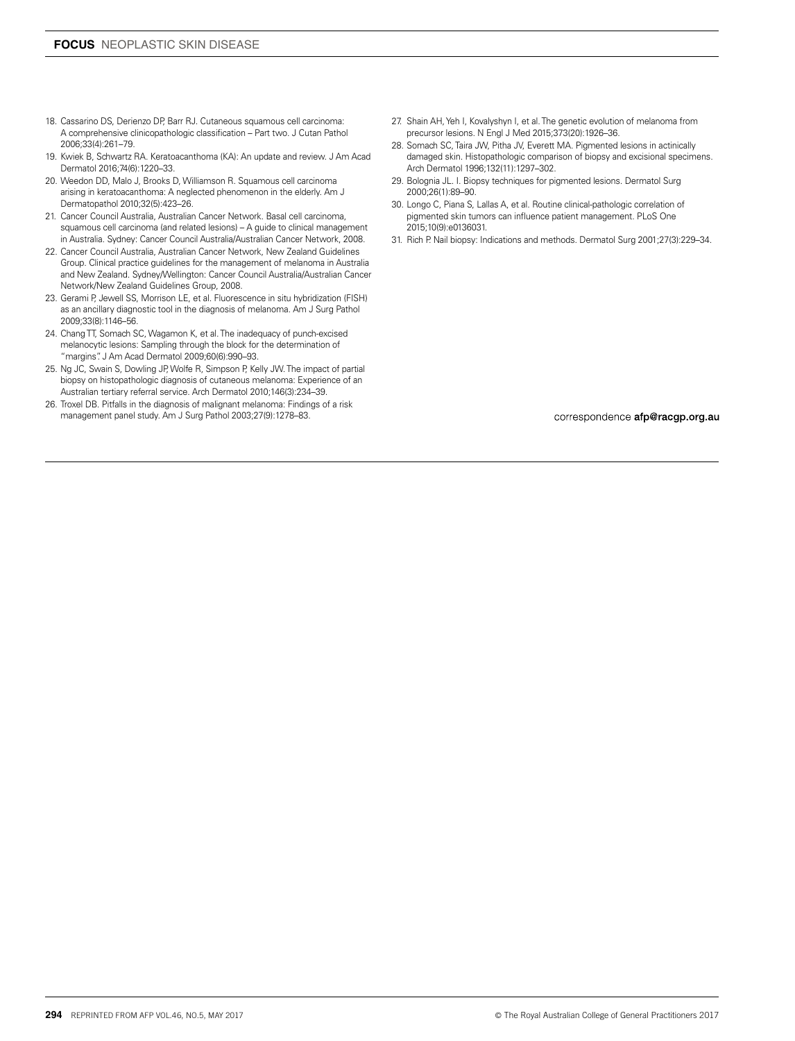18. Cassarino DS, Derienzo DP, Barr RJ. Cutaneous squamous cell carcinoma: A comprehensive clinicopathologic classification – Part two. J Cutan Pathol 2006;33(4):261–79.
19. Kwiek B, Schwartz RA. Keratoacanthoma (KA): An update and review. J Am Acad Dermatol 2016;74(6):1220–33.
20. Weedon DD, Malo J, Brooks D, Williamson R. Squamous cell carcinoma arising in keratoacanthoma: A neglected phenomenon in the elderly. Am J Dermatopathol 2010;32(5):423–26.
21. Cancer Council Australia, Australian Cancer Network. Basal cell carcinoma, squamous cell carcinoma (and related lesions) – A guide to clinical management in Australia. Sydney: Cancer Council Australia/Australian Cancer Network, 2008.
22. Cancer Council Australia, Australian Cancer Network, New Zealand Guidelines Group. Clinical practice guidelines for the management of melanoma in Australia and New Zealand. Sydney/Wellington: Cancer Council Australia/Australian Cancer Network/New Zealand Guidelines Group, 2008.
23. Gerami P, Jewell SS, Morrison LE, et al. Fluorescence in situ hybridization (FISH) as an ancillary diagnostic tool in the diagnosis of melanoma. Am J Surg Pathol 2009;33(8):1146–56.
24. Chang TT, Somach SC, Wagamon K, et al. The inadequacy of punch-excised melanocytic lesions: Sampling through the block for the determination of "margins". J Am Acad Dermatol 2009;60(6):990–93.
25. Ng JC, Swain S, Dowling JP, Wolfe R, Simpson P, Kelly JW. The impact of partial biopsy on histopathologic diagnosis of cutaneous melanoma: Experience of an Australian tertiary referral service. Arch Dermatol 2010;146(3):234–39.
26. Troxel DB. Pitfalls in the diagnosis of malignant melanoma: Findings of a risk management panel study. Am J Surg Pathol 2003;27(9):1278–83.
27. Shain AH, Yeh I, Kovalyshyn I, et al. The genetic evolution of melanoma from precursor lesions. N Engl J Med 2015;373(20):1926–36.
28. Somach SC, Taira JW, Pitha JV, Everett MA. Pigmented lesions in actinically damaged skin. Histopathologic comparison of biopsy and excisional specimens. Arch Dermatol 1996;132(11):1297–302.
29. Bolognia JL. I. Biopsy techniques for pigmented lesions. Dermatol Surg 2000;26(1):89–90.
30. Longo C, Piana S, Lallas A, et al. Routine clinical-pathologic correlation of pigmented skin tumors can influence patient management. PLoS One 2015;10(9):e0136031.
31. Rich P. Nail biopsy: Indications and methods. Dermatol Surg 2001;27(3):229–34.

correspondence **afp@racgp.org.au**